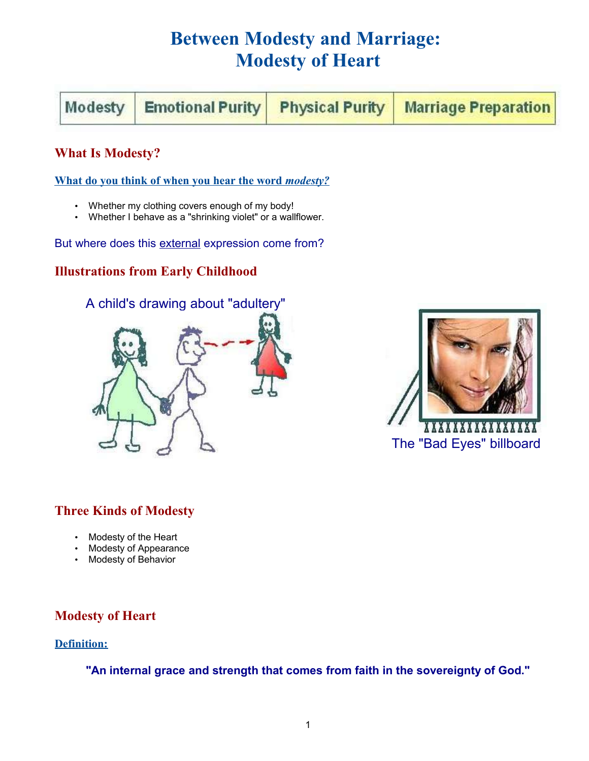# Between Modesty and Marriage:
# Modesty of Heart

| Modesty | Emotional Purity | Physical Purity | Marriage Preparation |
|---|---|---|---|

## What Is Modesty?

### What do you think of when you hear the word *modesty?*

- Whether my clothing covers enough of my body!
- Whether I behave as a "shrinking violet" or a wallflower.

But where does this external expression come from?

## Illustrations from Early Childhood

A child's drawing about "adultery"

The "Bad Eyes" billboard

## Three Kinds of Modesty

- Modesty of the Heart
- Modesty of Appearance
- Modesty of Behavior

## Modesty of Heart

### Definition:

**"An internal grace and strength that comes from faith in the sovereignty of God."**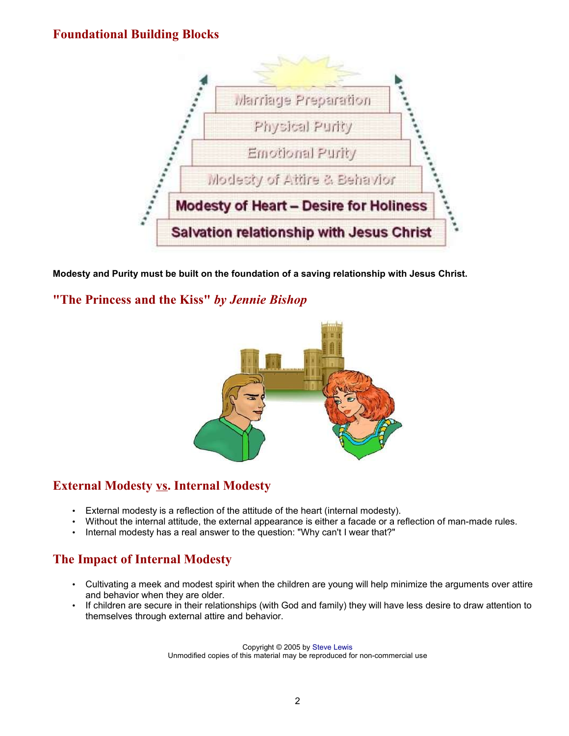## Foundational Building Blocks

Marriage Preparation

Physical Purity

Emotional Purity

Modesty of Attire & Behavior

Modesty of Heart – Desire for Holiness

Salvation relationship with Jesus Christ

**Modesty and Purity must be built on the foundation of a saving relationship with Jesus Christ.**

## "The Princess and the Kiss" *by Jennie Bishop*

## External Modesty vs. Internal Modesty

- External modesty is a reflection of the attitude of the heart (internal modesty).
- Without the internal attitude, the external appearance is either a facade or a reflection of man-made rules.
- Internal modesty has a real answer to the question: "Why can't I wear that?"

## The Impact of Internal Modesty

- Cultivating a meek and modest spirit when the children are young will help minimize the arguments over attire and behavior when they are older.
- If children are secure in their relationships (with God and family) they will have less desire to draw attention to themselves through external attire and behavior.

Copyright © 2005 by Steve Lewis
Unmodified copies of this material may be reproduced for non-commercial use